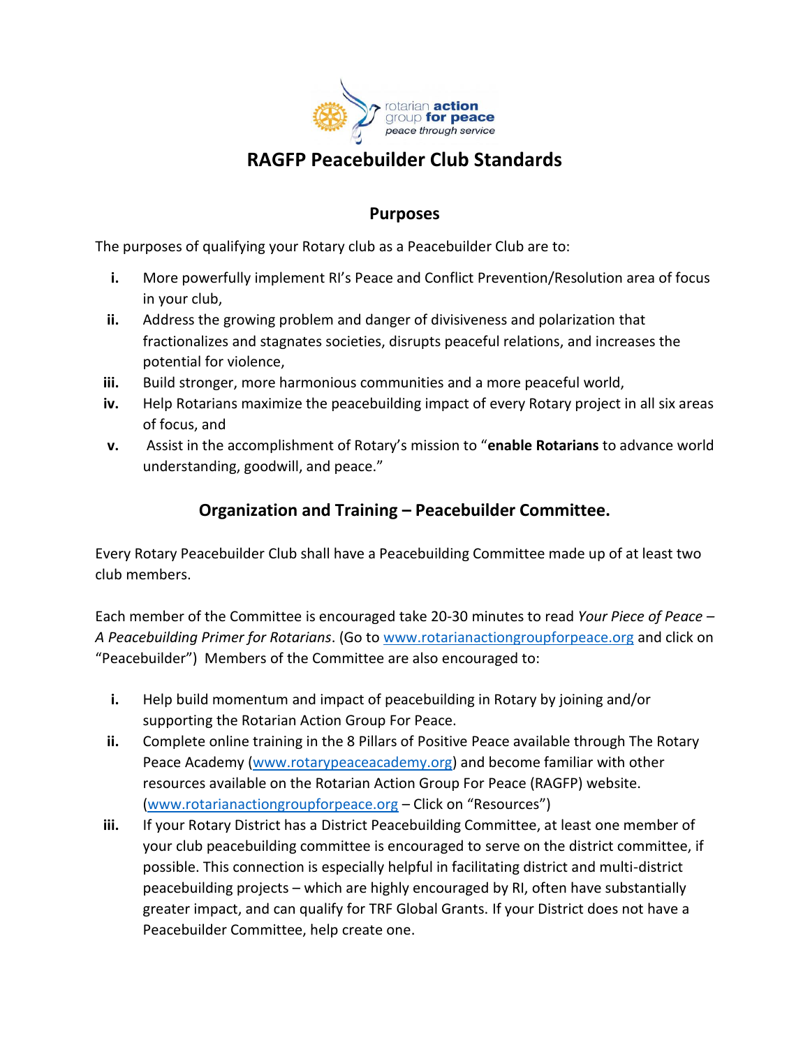rotarian **action** group **for peace** *peace through service*

# RAGFP Peacebuilder Club Standards

## Purposes

The purposes of qualifying your Rotary club as a Peacebuilder Club are to:

- **i.** More powerfully implement RI's Peace and Conflict Prevention/Resolution area of focus in your club,
- **ii.** Address the growing problem and danger of divisiveness and polarization that fractionalizes and stagnates societies, disrupts peaceful relations, and increases the potential for violence,
- **iii.** Build stronger, more harmonious communities and a more peaceful world,
- **iv.** Help Rotarians maximize the peacebuilding impact of every Rotary project in all six areas of focus, and
- **v.** Assist in the accomplishment of Rotary's mission to "**enable Rotarians** to advance world understanding, goodwill, and peace."

## Organization and Training – Peacebuilder Committee.

Every Rotary Peacebuilder Club shall have a Peacebuilding Committee made up of at least two club members.

Each member of the Committee is encouraged take 20-30 minutes to read *Your Piece of Peace – A Peacebuilding Primer for Rotarians*. (Go to www.rotarianactiongroupforpeace.org and click on "Peacebuilder") Members of the Committee are also encouraged to:

- **i.** Help build momentum and impact of peacebuilding in Rotary by joining and/or supporting the Rotarian Action Group For Peace.
- **ii.** Complete online training in the 8 Pillars of Positive Peace available through The Rotary Peace Academy (www.rotarypeaceacademy.org) and become familiar with other resources available on the Rotarian Action Group For Peace (RAGFP) website. (www.rotarianactiongroupforpeace.org – Click on "Resources")
- **iii.** If your Rotary District has a District Peacebuilding Committee, at least one member of your club peacebuilding committee is encouraged to serve on the district committee, if possible. This connection is especially helpful in facilitating district and multi-district peacebuilding projects – which are highly encouraged by RI, often have substantially greater impact, and can qualify for TRF Global Grants. If your District does not have a Peacebuilder Committee, help create one.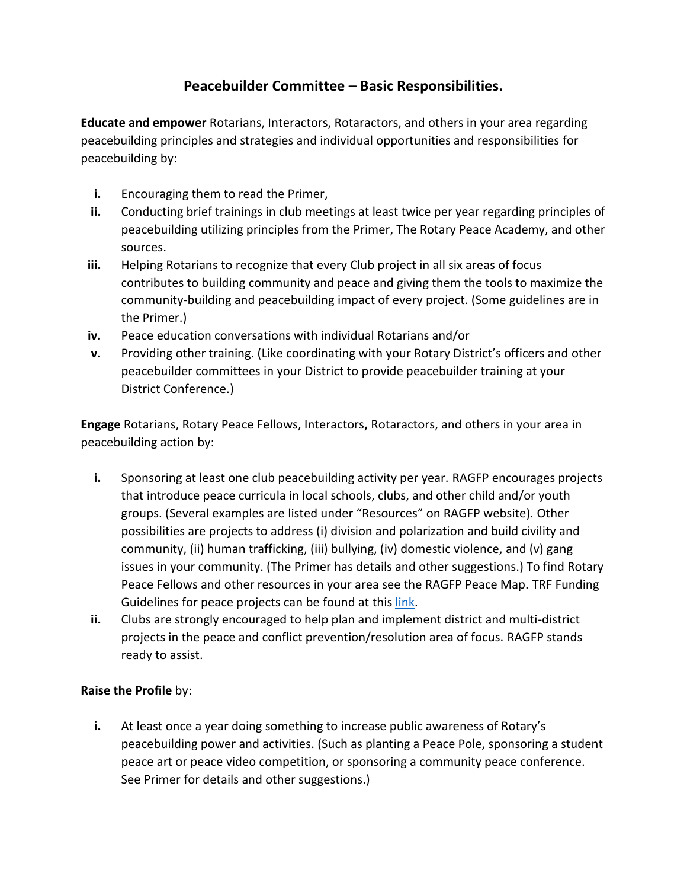## Peacebuilder Committee – Basic Responsibilities.

**Educate and empower** Rotarians, Interactors, Rotaractors, and others in your area regarding peacebuilding principles and strategies and individual opportunities and responsibilities for peacebuilding by:

- **i.** Encouraging them to read the Primer,
- **ii.** Conducting brief trainings in club meetings at least twice per year regarding principles of peacebuilding utilizing principles from the Primer, The Rotary Peace Academy, and other sources.
- **iii.** Helping Rotarians to recognize that every Club project in all six areas of focus contributes to building community and peace and giving them the tools to maximize the community-building and peacebuilding impact of every project. (Some guidelines are in the Primer.)
- **iv.** Peace education conversations with individual Rotarians and/or
- **v.** Providing other training. (Like coordinating with your Rotary District's officers and other peacebuilder committees in your District to provide peacebuilder training at your District Conference.)

**Engage** Rotarians, Rotary Peace Fellows, Interactors**,** Rotaractors, and others in your area in peacebuilding action by:

- **i.** Sponsoring at least one club peacebuilding activity per year. RAGFP encourages projects that introduce peace curricula in local schools, clubs, and other child and/or youth groups. (Several examples are listed under "Resources" on RAGFP website). Other possibilities are projects to address (i) division and polarization and build civility and community, (ii) human trafficking, (iii) bullying, (iv) domestic violence, and (v) gang issues in your community. (The Primer has details and other suggestions.) To find Rotary Peace Fellows and other resources in your area see the RAGFP Peace Map. TRF Funding Guidelines for peace projects can be found at this link.
- **ii.** Clubs are strongly encouraged to help plan and implement district and multi-district projects in the peace and conflict prevention/resolution area of focus. RAGFP stands ready to assist.

**Raise the Profile** by:

- **i.** At least once a year doing something to increase public awareness of Rotary's peacebuilding power and activities. (Such as planting a Peace Pole, sponsoring a student peace art or peace video competition, or sponsoring a community peace conference. See Primer for details and other suggestions.)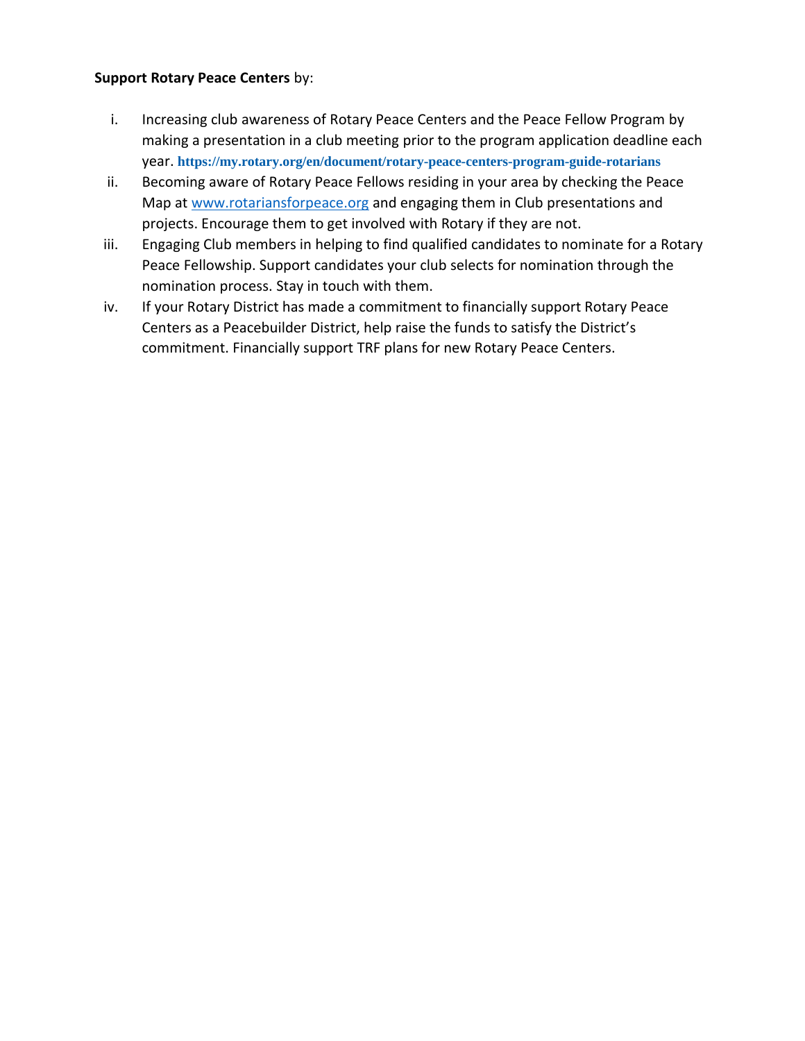**Support Rotary Peace Centers** by:

i. Increasing club awareness of Rotary Peace Centers and the Peace Fellow Program by making a presentation in a club meeting prior to the program application deadline each year. **https://my.rotary.org/en/document/rotary-peace-centers-program-guide-rotarians**

ii. Becoming aware of Rotary Peace Fellows residing in your area by checking the Peace Map at [www.rotariansforpeace.org](http://www.rotariansforpeace.org) and engaging them in Club presentations and projects. Encourage them to get involved with Rotary if they are not.

iii. Engaging Club members in helping to find qualified candidates to nominate for a Rotary Peace Fellowship. Support candidates your club selects for nomination through the nomination process. Stay in touch with them.

iv. If your Rotary District has made a commitment to financially support Rotary Peace Centers as a Peacebuilder District, help raise the funds to satisfy the District's commitment. Financially support TRF plans for new Rotary Peace Centers.